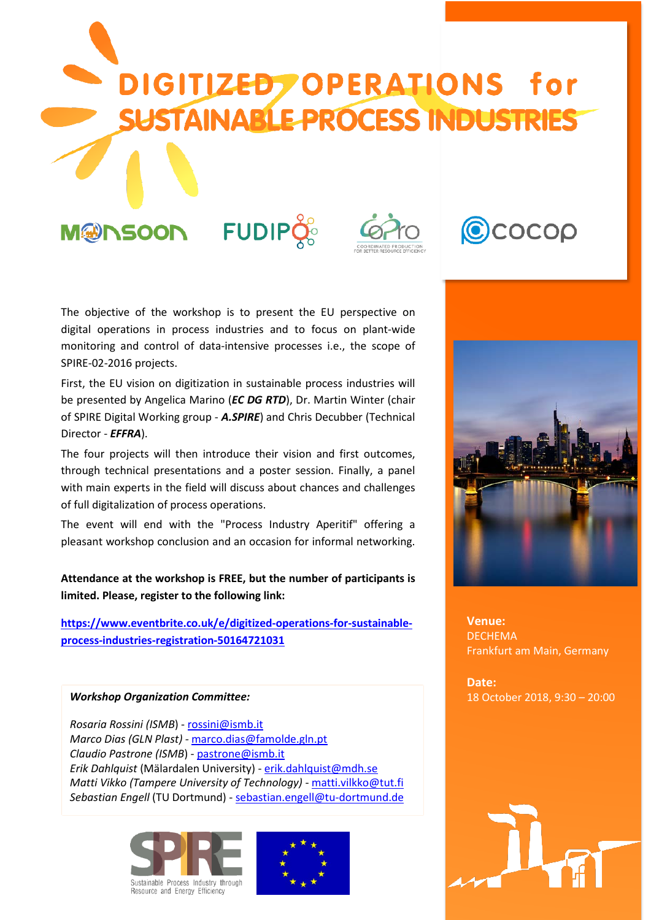# DIGITIZED OPERATIONS for SUSTAINABLE PROCESS INDUSTRIES

MONSOON FUDIPO COPRO COCOP

The objective of the workshop is to present the EU perspective on digital operations in process industries and to focus on plant-wide monitoring and control of data-intensive processes i.e., the scope of SPIRE-02-2016 projects.

First, the EU vision on digitization in sustainable process industries will be presented by Angelica Marino (***EC DG RTD***), Dr. Martin Winter (chair of SPIRE Digital Working group - ***A.SPIRE***) and Chris Decubber (Technical Director - ***EFFRA***).

The four projects will then introduce their vision and first outcomes, through technical presentations and a poster session. Finally, a panel with main experts in the field will discuss about chances and challenges of full digitalization of process operations.

The event will end with the "Process Industry Aperitif" offering a pleasant workshop conclusion and an occasion for informal networking.

**Attendance at the workshop is FREE, but the number of participants is limited. Please, register to the following link:**

**https://www.eventbrite.co.uk/e/digitized-operations-for-sustainable-process-industries-registration-50164721031**

***Workshop Organization Committee:***

*Rosaria Rossini (ISMB)* - rossini@ismb.it
*Marco Dias (GLN Plast)* - marco.dias@famolde.gln.pt
*Claudio Pastrone* (ISMB) - pastrone@ismb.it
*Erik Dahlquist* (Mälardalen University) - erik.dahlquist@mdh.se
*Matti Vikko (Tampere University of Technology)* - matti.vilkko@tut.fi
*Sebastian Engell* (TU Dortmund) - sebastian.engell@tu-dortmund.de

SPIRE – Sustainable Process Industry through Resource and Energy Efficiency

**Venue:**
DECHEMA
Frankfurt am Main, Germany

**Date:**
18 October 2018, 9:30 – 20:00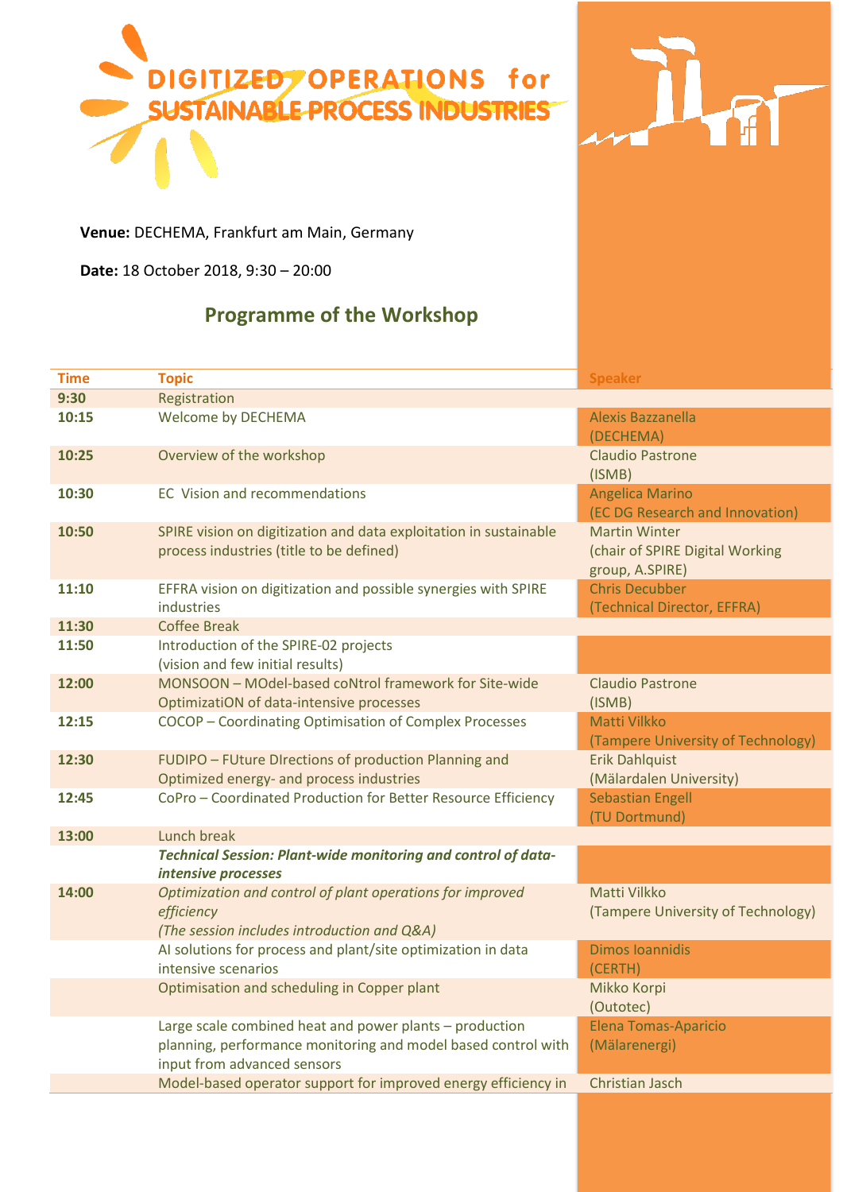# DIGITIZED OPERATIONS for SUSTAINABLE PROCESS INDUSTRIES

**Venue:** DECHEMA, Frankfurt am Main, Germany

**Date:** 18 October 2018, 9:30 – 20:00

## Programme of the Workshop

| Time | Topic | Speaker |
|---|---|---|
| **9:30** | Registration | |
| **10:15** | Welcome by DECHEMA | Alexis Bazzanella (DECHEMA) |
| **10:25** | Overview of the workshop | Claudio Pastrone (ISMB) |
| **10:30** | EC Vision and recommendations | Angelica Marino (EC DG Research and Innovation) |
| **10:50** | SPIRE vision on digitization and data exploitation in sustainable process industries (title to be defined) | Martin Winter (chair of SPIRE Digital Working group, A.SPIRE) |
| **11:10** | EFFRA vision on digitization and possible synergies with SPIRE industries | Chris Decubber (Technical Director, EFFRA) |
| **11:30** | Coffee Break | |
| **11:50** | Introduction of the SPIRE-02 projects (vision and few initial results) | |
| **12:00** | MONSOON – MOdel-based coNtrol framework for Site-wide OptimizatiON of data-intensive processes | Claudio Pastrone (ISMB) |
| **12:15** | COCOP – Coordinating Optimisation of Complex Processes | Matti Vilkko (Tampere University of Technology) |
| **12:30** | FUDIPO – FUture DIrections of production Planning and Optimized energy- and process industries | Erik Dahlquist (Mälardalen University) |
| **12:45** | CoPro – Coordinated Production for Better Resource Efficiency | Sebastian Engell (TU Dortmund) |
| **13:00** | Lunch break | |
| | ***Technical Session: Plant-wide monitoring and control of data-intensive processes*** | |
| **14:00** | *Optimization and control of plant operations for improved efficiency (The session includes introduction and Q&A)* | Matti Vilkko (Tampere University of Technology) |
| | AI solutions for process and plant/site optimization in data intensive scenarios | Dimos Ioannidis (CERTH) |
| | Optimisation and scheduling in Copper plant | Mikko Korpi (Outotec) |
| | Large scale combined heat and power plants – production planning, performance monitoring and model based control with input from advanced sensors | Elena Tomas-Aparicio (Mälarenergi) |
| | Model-based operator support for improved energy efficiency in | Christian Jasch |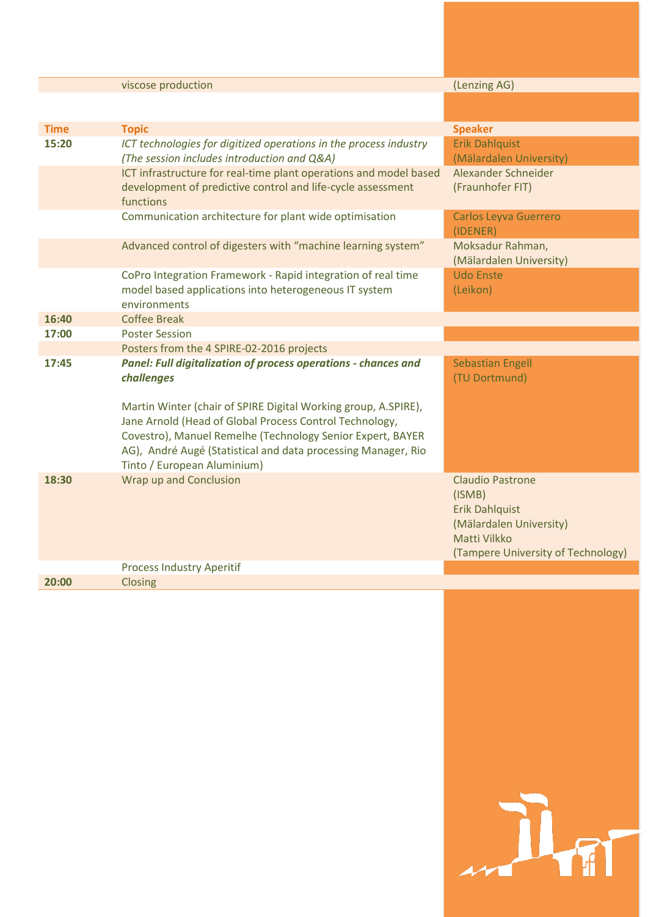| | | |
|---|---|---|
| | viscose production | (Lenzing AG) |

| Time | Topic | Speaker |
|---|---|---|
| 15:20 | *ICT technologies for digitized operations in the process industry (The session includes introduction and Q&A)* | Erik Dahlquist (Mälardalen University) |
| | ICT infrastructure for real-time plant operations and model based development of predictive control and life-cycle assessment functions | Alexander Schneider (Fraunhofer FIT) |
| | Communication architecture for plant wide optimisation | Carlos Leyva Guerrero (IDENER) |
| | Advanced control of digesters with "machine learning system" | Moksadur Rahman, (Mälardalen University) |
| | CoPro Integration Framework - Rapid integration of real time model based applications into heterogeneous IT system environments | Udo Enste (Leikon) |
| 16:40 | Coffee Break | |
| 17:00 | Poster Session | |
| | Posters from the 4 SPIRE-02-2016 projects | |
| 17:45 | ***Panel: Full digitalization of process operations - chances and challenges***<br><br>Martin Winter (chair of SPIRE Digital Working group, A.SPIRE), Jane Arnold (Head of Global Process Control Technology, Covestro), Manuel Remelhe (Technology Senior Expert, BAYER AG), André Augé (Statistical and data processing Manager, Rio Tinto / European Aluminium) | Sebastian Engell (TU Dortmund) |
| 18:30 | Wrap up and Conclusion | Claudio Pastrone (ISMB)<br>Erik Dahlquist (Mälardalen University)<br>Matti Vilkko (Tampere University of Technology) |
| | Process Industry Aperitif | |
| 20:00 | Closing | |